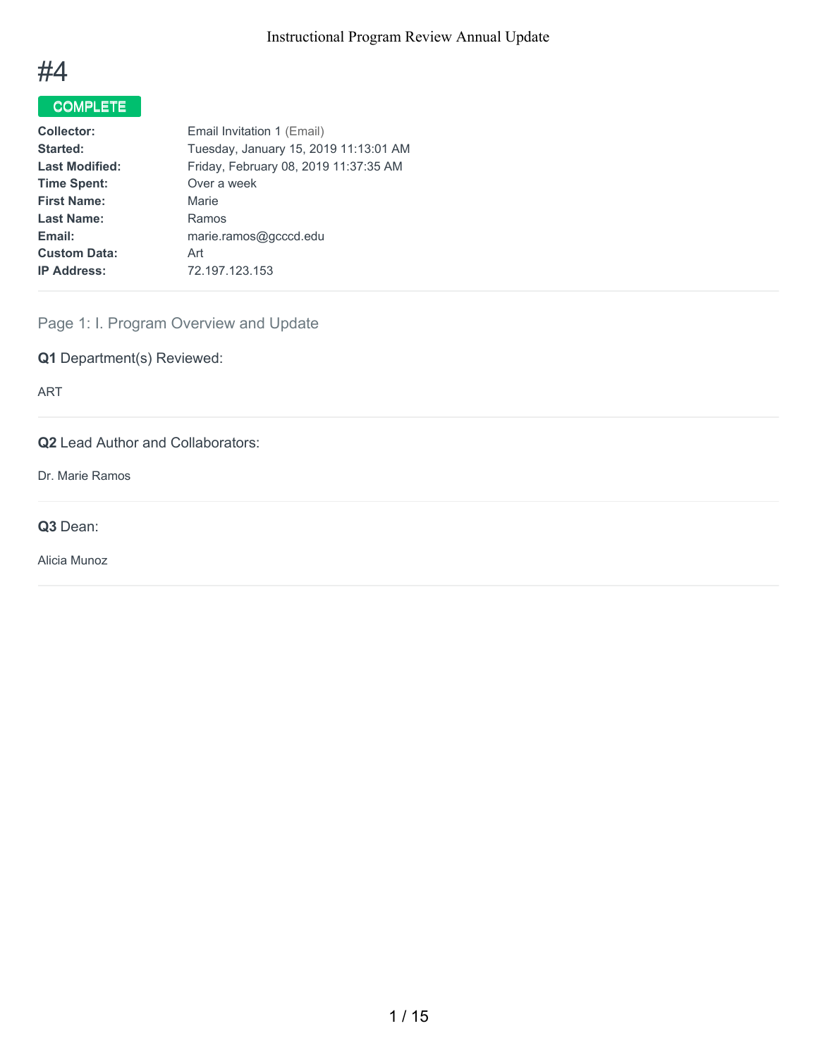# #4

**COMPLETE**

| | |
|---|---|
| **Collector:** | Email Invitation 1 (Email) |
| **Started:** | Tuesday, January 15, 2019 11:13:01 AM |
| **Last Modified:** | Friday, February 08, 2019 11:37:35 AM |
| **Time Spent:** | Over a week |
| **First Name:** | Marie |
| **Last Name:** | Ramos |
| **Email:** | marie.ramos@gcccd.edu |
| **Custom Data:** | Art |
| **IP Address:** | 72.197.123.153 |

## Page 1: I. Program Overview and Update

**Q1** Department(s) Reviewed:

ART

**Q2** Lead Author and Collaborators:

Dr. Marie Ramos

**Q3** Dean:

Alicia Munoz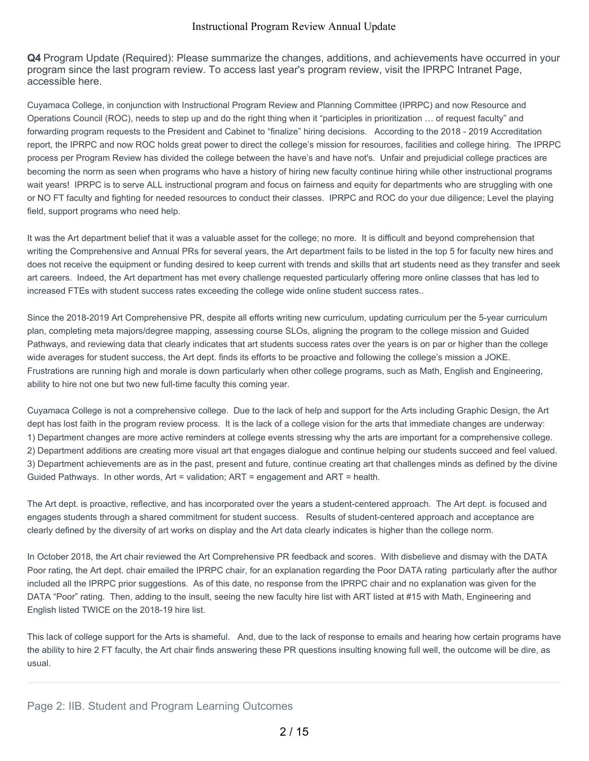**Q4** Program Update (Required): Please summarize the changes, additions, and achievements have occurred in your program since the last program review. To access last year's program review, visit the IPRPC Intranet Page, accessible here.

Cuyamaca College, in conjunction with Instructional Program Review and Planning Committee (IPRPC) and now Resource and Operations Council (ROC), needs to step up and do the right thing when it "participles in prioritization … of request faculty" and forwarding program requests to the President and Cabinet to "finalize" hiring decisions. According to the 2018 - 2019 Accreditation report, the IPRPC and now ROC holds great power to direct the college's mission for resources, facilities and college hiring. The IPRPC process per Program Review has divided the college between the have's and have not's. Unfair and prejudicial college practices are becoming the norm as seen when programs who have a history of hiring new faculty continue hiring while other instructional programs wait years! IPRPC is to serve ALL instructional program and focus on fairness and equity for departments who are struggling with one or NO FT faculty and fighting for needed resources to conduct their classes. IPRPC and ROC do your due diligence; Level the playing field, support programs who need help.

It was the Art department belief that it was a valuable asset for the college; no more. It is difficult and beyond comprehension that writing the Comprehensive and Annual PRs for several years, the Art department fails to be listed in the top 5 for faculty new hires and does not receive the equipment or funding desired to keep current with trends and skills that art students need as they transfer and seek art careers. Indeed, the Art department has met every challenge requested particularly offering more online classes that has led to increased FTEs with student success rates exceeding the college wide online student success rates..

Since the 2018-2019 Art Comprehensive PR, despite all efforts writing new curriculum, updating curriculum per the 5-year curriculum plan, completing meta majors/degree mapping, assessing course SLOs, aligning the program to the college mission and Guided Pathways, and reviewing data that clearly indicates that art students success rates over the years is on par or higher than the college wide averages for student success, the Art dept. finds its efforts to be proactive and following the college's mission a JOKE. Frustrations are running high and morale is down particularly when other college programs, such as Math, English and Engineering, ability to hire not one but two new full-time faculty this coming year.

Cuyamaca College is not a comprehensive college. Due to the lack of help and support for the Arts including Graphic Design, the Art dept has lost faith in the program review process. It is the lack of a college vision for the arts that immediate changes are underway:
1) Department changes are more active reminders at college events stressing why the arts are important for a comprehensive college.
2) Department additions are creating more visual art that engages dialogue and continue helping our students succeed and feel valued.
3) Department achievements are as in the past, present and future, continue creating art that challenges minds as defined by the divine Guided Pathways. In other words, Art = validation; ART = engagement and ART = health.

The Art dept. is proactive, reflective, and has incorporated over the years a student-centered approach. The Art dept. is focused and engages students through a shared commitment for student success. Results of student-centered approach and acceptance are clearly defined by the diversity of art works on display and the Art data clearly indicates is higher than the college norm.

In October 2018, the Art chair reviewed the Art Comprehensive PR feedback and scores. With disbelieve and dismay with the DATA Poor rating, the Art dept. chair emailed the IPRPC chair, for an explanation regarding the Poor DATA rating particularly after the author included all the IPRPC prior suggestions. As of this date, no response from the IPRPC chair and no explanation was given for the DATA "Poor" rating. Then, adding to the insult, seeing the new faculty hire list with ART listed at #15 with Math, Engineering and English listed TWICE on the 2018-19 hire list.

This lack of college support for the Arts is shameful. And, due to the lack of response to emails and hearing how certain programs have the ability to hire 2 FT faculty, the Art chair finds answering these PR questions insulting knowing full well, the outcome will be dire, as usual.

## Page 2: IIB. Student and Program Learning Outcomes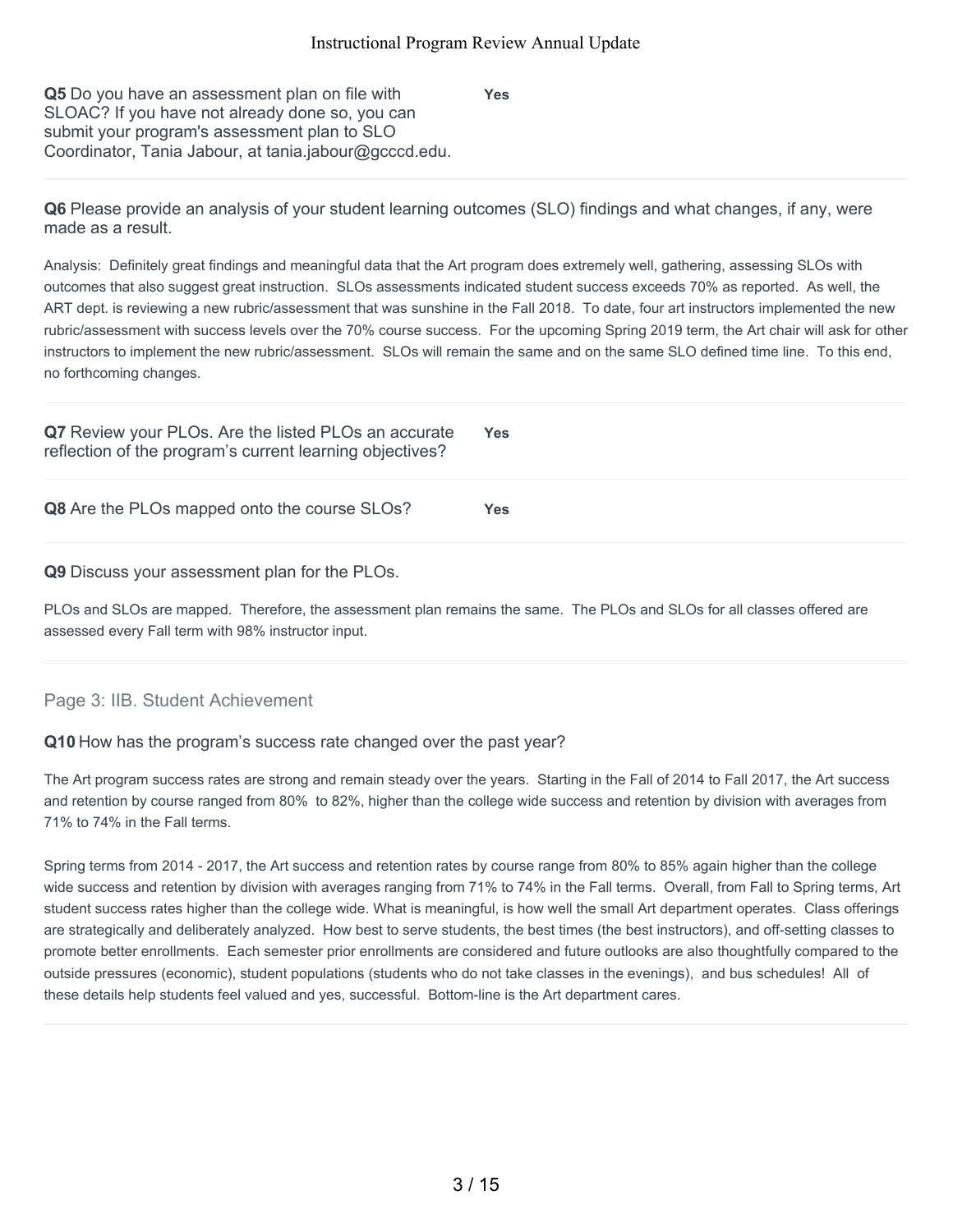**Q5** Do you have an assessment plan on file with SLOAC? If you have not already done so, you can submit your program's assessment plan to SLO Coordinator, Tania Jabour, at tania.jabour@gcccd.edu.

**Yes**

---

**Q6** Please provide an analysis of your student learning outcomes (SLO) findings and what changes, if any, were made as a result.

Analysis: Definitely great findings and meaningful data that the Art program does extremely well, gathering, assessing SLOs with outcomes that also suggest great instruction. SLOs assessments indicated student success exceeds 70% as reported. As well, the ART dept. is reviewing a new rubric/assessment that was sunshine in the Fall 2018. To date, four art instructors implemented the new rubric/assessment with success levels over the 70% course success. For the upcoming Spring 2019 term, the Art chair will ask for other instructors to implement the new rubric/assessment. SLOs will remain the same and on the same SLO defined time line. To this end, no forthcoming changes.

---

**Q7** Review your PLOs. Are the listed PLOs an accurate reflection of the program's current learning objectives?

**Yes**

---

**Q8** Are the PLOs mapped onto the course SLOs?

**Yes**

---

**Q9** Discuss your assessment plan for the PLOs.

PLOs and SLOs are mapped. Therefore, the assessment plan remains the same. The PLOs and SLOs for all classes offered are assessed every Fall term with 98% instructor input.

---

## Page 3: IIB. Student Achievement

**Q10** How has the program's success rate changed over the past year?

The Art program success rates are strong and remain steady over the years. Starting in the Fall of 2014 to Fall 2017, the Art success and retention by course ranged from 80% to 82%, higher than the college wide success and retention by division with averages from 71% to 74% in the Fall terms.

Spring terms from 2014 - 2017, the Art success and retention rates by course range from 80% to 85% again higher than the college wide success and retention by division with averages ranging from 71% to 74% in the Fall terms. Overall, from Fall to Spring terms, Art student success rates higher than the college wide. What is meaningful, is how well the small Art department operates. Class offerings are strategically and deliberately analyzed. How best to serve students, the best times (the best instructors), and off-setting classes to promote better enrollments. Each semester prior enrollments are considered and future outlooks are also thoughtfully compared to the outside pressures (economic), student populations (students who do not take classes in the evenings), and bus schedules! All of these details help students feel valued and yes, successful. Bottom-line is the Art department cares.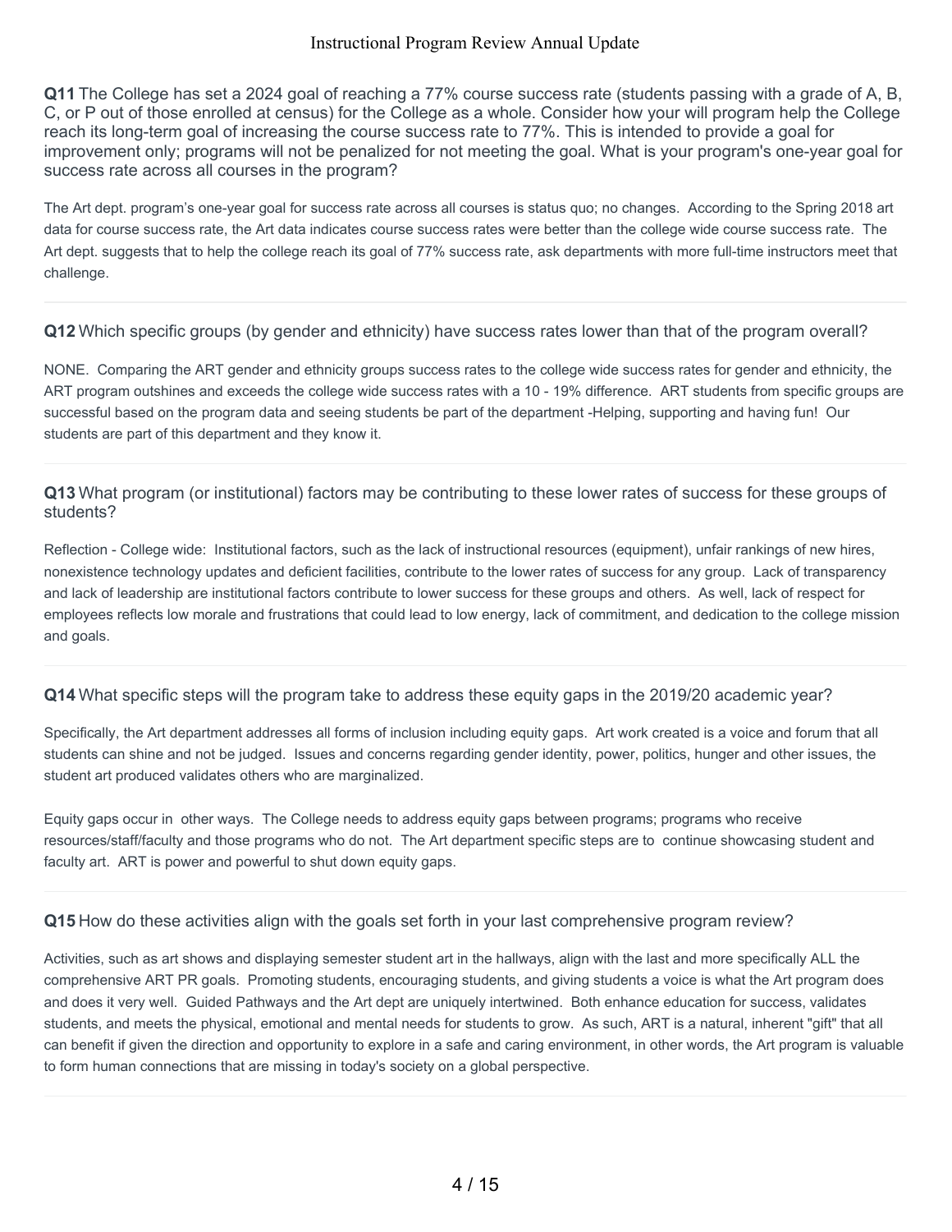**Q11** The College has set a 2024 goal of reaching a 77% course success rate (students passing with a grade of A, B, C, or P out of those enrolled at census) for the College as a whole. Consider how your will program help the College reach its long-term goal of increasing the course success rate to 77%. This is intended to provide a goal for improvement only; programs will not be penalized for not meeting the goal. What is your program's one-year goal for success rate across all courses in the program?

The Art dept. program's one-year goal for success rate across all courses is status quo; no changes. According to the Spring 2018 art data for course success rate, the Art data indicates course success rates were better than the college wide course success rate. The Art dept. suggests that to help the college reach its goal of 77% success rate, ask departments with more full-time instructors meet that challenge.

---

**Q12** Which specific groups (by gender and ethnicity) have success rates lower than that of the program overall?

NONE. Comparing the ART gender and ethnicity groups success rates to the college wide success rates for gender and ethnicity, the ART program outshines and exceeds the college wide success rates with a 10 - 19% difference. ART students from specific groups are successful based on the program data and seeing students be part of the department -Helping, supporting and having fun! Our students are part of this department and they know it.

---

**Q13** What program (or institutional) factors may be contributing to these lower rates of success for these groups of students?

Reflection - College wide: Institutional factors, such as the lack of instructional resources (equipment), unfair rankings of new hires, nonexistence technology updates and deficient facilities, contribute to the lower rates of success for any group. Lack of transparency and lack of leadership are institutional factors contribute to lower success for these groups and others. As well, lack of respect for employees reflects low morale and frustrations that could lead to low energy, lack of commitment, and dedication to the college mission and goals.

---

**Q14** What specific steps will the program take to address these equity gaps in the 2019/20 academic year?

Specifically, the Art department addresses all forms of inclusion including equity gaps. Art work created is a voice and forum that all students can shine and not be judged. Issues and concerns regarding gender identity, power, politics, hunger and other issues, the student art produced validates others who are marginalized.

Equity gaps occur in other ways. The College needs to address equity gaps between programs; programs who receive resources/staff/faculty and those programs who do not. The Art department specific steps are to continue showcasing student and faculty art. ART is power and powerful to shut down equity gaps.

---

**Q15** How do these activities align with the goals set forth in your last comprehensive program review?

Activities, such as art shows and displaying semester student art in the hallways, align with the last and more specifically ALL the comprehensive ART PR goals. Promoting students, encouraging students, and giving students a voice is what the Art program does and does it very well. Guided Pathways and the Art dept are uniquely intertwined. Both enhance education for success, validates students, and meets the physical, emotional and mental needs for students to grow. As such, ART is a natural, inherent "gift" that all can benefit if given the direction and opportunity to explore in a safe and caring environment, in other words, the Art program is valuable to form human connections that are missing in today's society on a global perspective.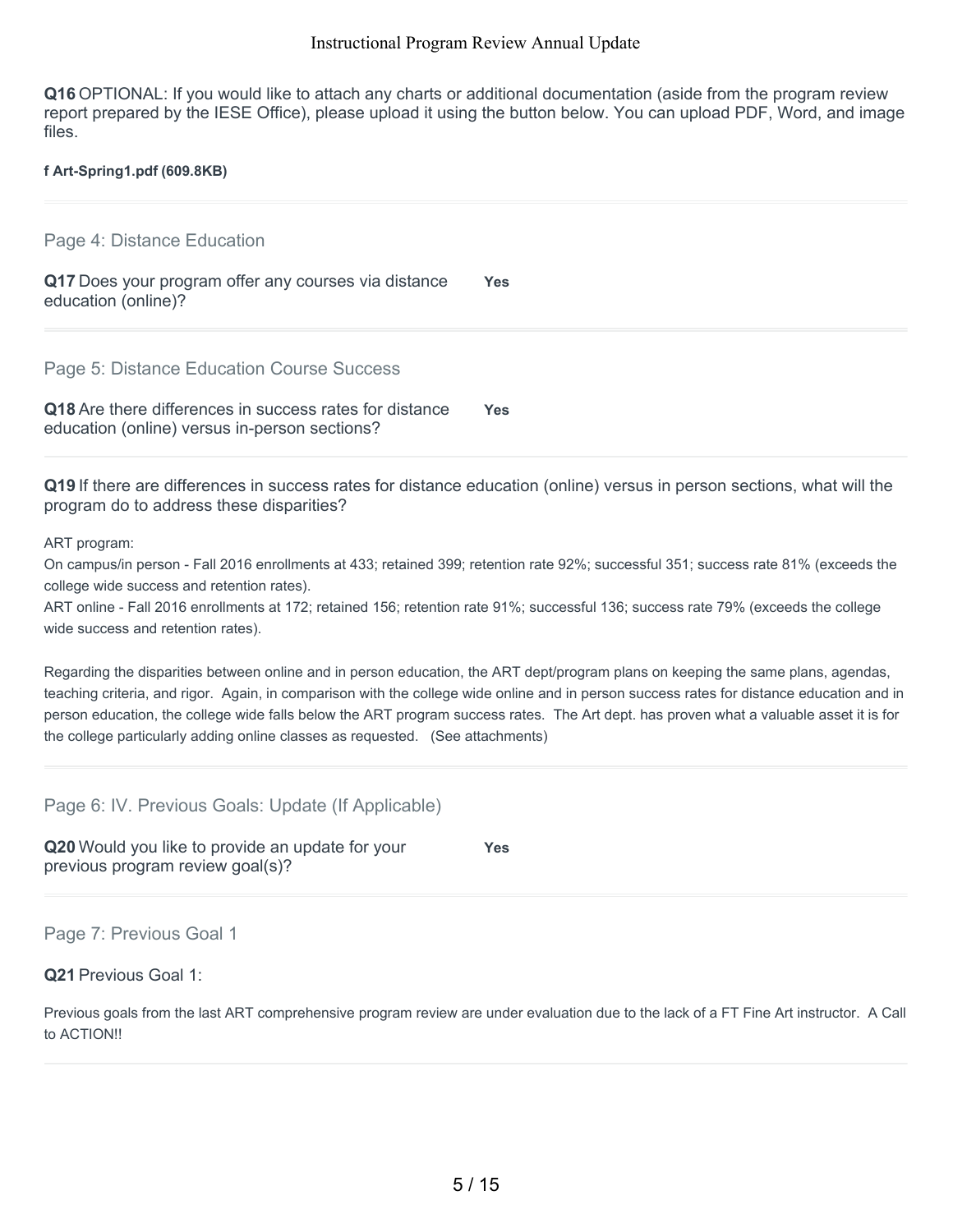**Q16** OPTIONAL: If you would like to attach any charts or additional documentation (aside from the program review report prepared by the IESE Office), please upload it using the button below. You can upload PDF, Word, and image files.

**f Art-Spring1.pdf (609.8KB)**

## Page 4: Distance Education

**Q17** Does your program offer any courses via distance education (online)? **Yes**

## Page 5: Distance Education Course Success

**Q18** Are there differences in success rates for distance education (online) versus in-person sections? **Yes**

**Q19** If there are differences in success rates for distance education (online) versus in person sections, what will the program do to address these disparities?

ART program:
On campus/in person - Fall 2016 enrollments at 433; retained 399; retention rate 92%; successful 351; success rate 81% (exceeds the college wide success and retention rates).
ART online - Fall 2016 enrollments at 172; retained 156; retention rate 91%; successful 136; success rate 79% (exceeds the college wide success and retention rates).

Regarding the disparities between online and in person education, the ART dept/program plans on keeping the same plans, agendas, teaching criteria, and rigor. Again, in comparison with the college wide online and in person success rates for distance education and in person education, the college wide falls below the ART program success rates. The Art dept. has proven what a valuable asset it is for the college particularly adding online classes as requested. (See attachments)

## Page 6: IV. Previous Goals: Update (If Applicable)

**Q20** Would you like to provide an update for your previous program review goal(s)? **Yes**

## Page 7: Previous Goal 1

**Q21** Previous Goal 1:

Previous goals from the last ART comprehensive program review are under evaluation due to the lack of a FT Fine Art instructor. A Call to ACTION!!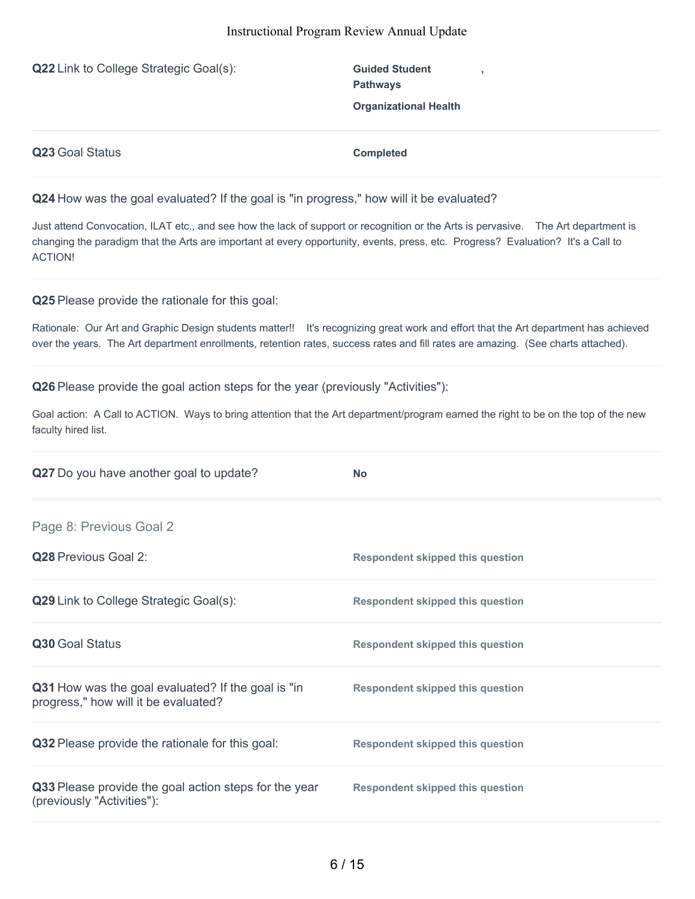**Q22** Link to College Strategic Goal(s):

**Guided Student Pathways** ,

**Organizational Health**

---

**Q23** Goal Status

**Completed**

---

**Q24** How was the goal evaluated? If the goal is "in progress," how will it be evaluated?

Just attend Convocation, ILAT etc., and see how the lack of support or recognition or the Arts is pervasive. The Art department is changing the paradigm that the Arts are important at every opportunity, events, press, etc. Progress? Evaluation? It's a Call to ACTION!

---

**Q25** Please provide the rationale for this goal:

Rationale: Our Art and Graphic Design students matter!! It's recognizing great work and effort that the Art department has achieved over the years. The Art department enrollments, retention rates, success rates and fill rates are amazing. (See charts attached).

---

**Q26** Please provide the goal action steps for the year (previously "Activities"):

Goal action: A Call to ACTION. Ways to bring attention that the Art department/program earned the right to be on the top of the new faculty hired list.

---

**Q27** Do you have another goal to update?

**No**

---

## Page 8: Previous Goal 2

**Q28** Previous Goal 2:

**Respondent skipped this question**

---

**Q29** Link to College Strategic Goal(s):

**Respondent skipped this question**

---

**Q30** Goal Status

**Respondent skipped this question**

---

**Q31** How was the goal evaluated? If the goal is "in progress," how will it be evaluated?

**Respondent skipped this question**

---

**Q32** Please provide the rationale for this goal:

**Respondent skipped this question**

---

**Q33** Please provide the goal action steps for the year (previously "Activities"):

**Respondent skipped this question**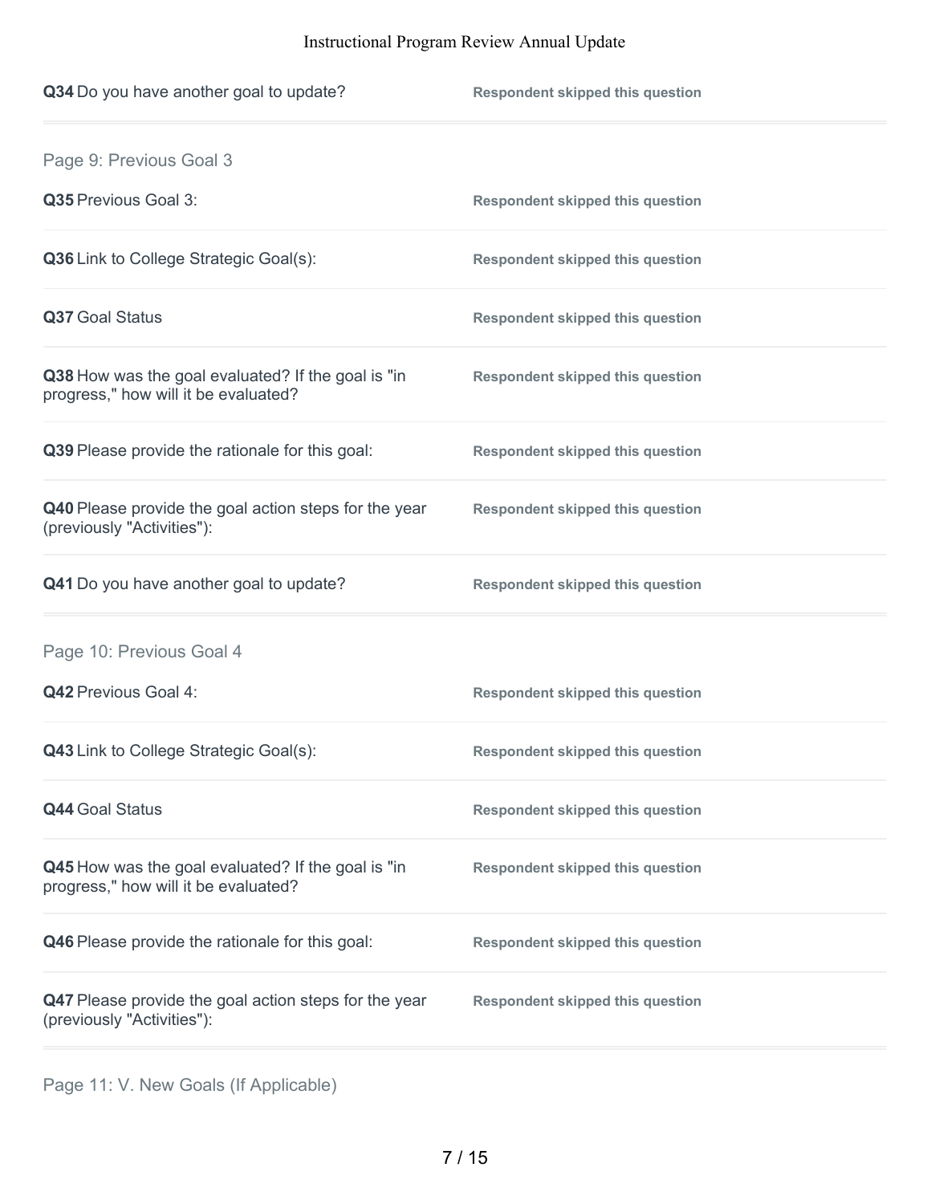**Q34** Do you have another goal to update? — **Respondent skipped this question**

## Page 9: Previous Goal 3

**Q35** Previous Goal 3: — **Respondent skipped this question**

**Q36** Link to College Strategic Goal(s): — **Respondent skipped this question**

**Q37** Goal Status — **Respondent skipped this question**

**Q38** How was the goal evaluated? If the goal is "in progress," how will it be evaluated? — **Respondent skipped this question**

**Q39** Please provide the rationale for this goal: — **Respondent skipped this question**

**Q40** Please provide the goal action steps for the year (previously "Activities"): — **Respondent skipped this question**

**Q41** Do you have another goal to update? — **Respondent skipped this question**

## Page 10: Previous Goal 4

**Q42** Previous Goal 4: — **Respondent skipped this question**

**Q43** Link to College Strategic Goal(s): — **Respondent skipped this question**

**Q44** Goal Status — **Respondent skipped this question**

**Q45** How was the goal evaluated? If the goal is "in progress," how will it be evaluated? — **Respondent skipped this question**

**Q46** Please provide the rationale for this goal: — **Respondent skipped this question**

**Q47** Please provide the goal action steps for the year (previously "Activities"): — **Respondent skipped this question**

## Page 11: V. New Goals (If Applicable)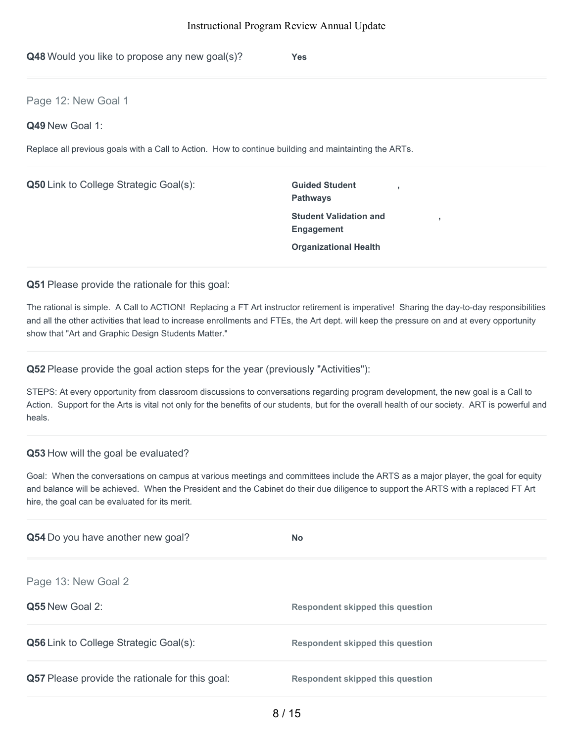**Q48** Would you like to propose any new goal(s)? **Yes**

## Page 12: New Goal 1

**Q49** New Goal 1:

Replace all previous goals with a Call to Action. How to continue building and maintainting the ARTs.

**Q50** Link to College Strategic Goal(s):

**Guided Student Pathways**,

**Student Validation and Engagement**,

**Organizational Health**

**Q51** Please provide the rationale for this goal:

The rational is simple. A Call to ACTION! Replacing a FT Art instructor retirement is imperative! Sharing the day-to-day responsibilities and all the other activities that lead to increase enrollments and FTEs, the Art dept. will keep the pressure on and at every opportunity show that "Art and Graphic Design Students Matter."

**Q52** Please provide the goal action steps for the year (previously "Activities"):

STEPS: At every opportunity from classroom discussions to conversations regarding program development, the new goal is a Call to Action. Support for the Arts is vital not only for the benefits of our students, but for the overall health of our society. ART is powerful and heals.

**Q53** How will the goal be evaluated?

Goal: When the conversations on campus at various meetings and committees include the ARTS as a major player, the goal for equity and balance will be achieved. When the President and the Cabinet do their due diligence to support the ARTS with a replaced FT Art hire, the goal can be evaluated for its merit.

**Q54** Do you have another new goal? **No**

## Page 13: New Goal 2

**Q55** New Goal 2: **Respondent skipped this question**

**Q56** Link to College Strategic Goal(s): **Respondent skipped this question**

**Q57** Please provide the rationale for this goal: **Respondent skipped this question**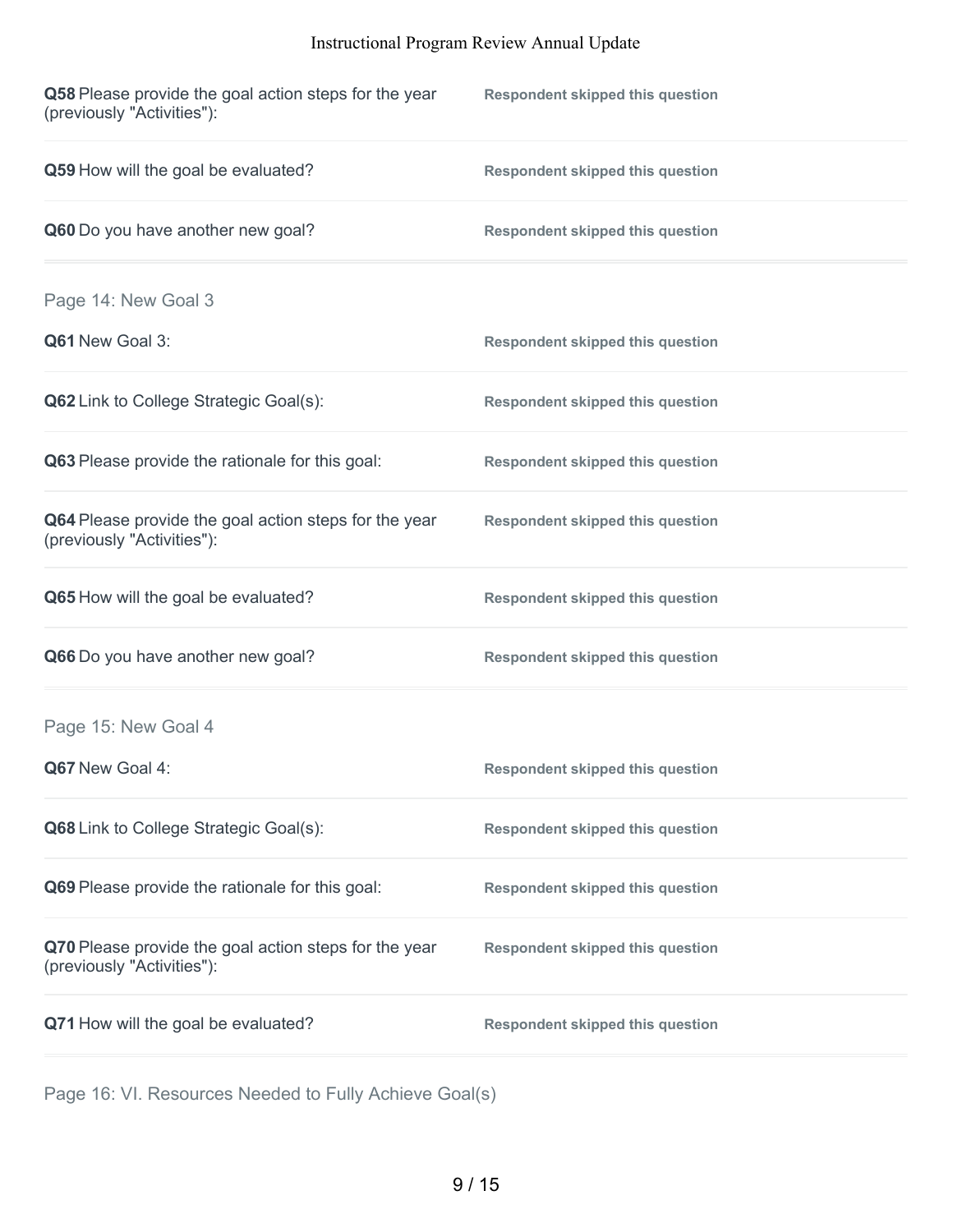**Q58** Please provide the goal action steps for the year (previously "Activities"): **Respondent skipped this question**

**Q59** How will the goal be evaluated? **Respondent skipped this question**

**Q60** Do you have another new goal? **Respondent skipped this question**

## Page 14: New Goal 3

**Q61** New Goal 3: **Respondent skipped this question**

**Q62** Link to College Strategic Goal(s): **Respondent skipped this question**

**Q63** Please provide the rationale for this goal: **Respondent skipped this question**

**Q64** Please provide the goal action steps for the year (previously "Activities"): **Respondent skipped this question**

**Q65** How will the goal be evaluated? **Respondent skipped this question**

**Q66** Do you have another new goal? **Respondent skipped this question**

## Page 15: New Goal 4

**Q67** New Goal 4: **Respondent skipped this question**

**Q68** Link to College Strategic Goal(s): **Respondent skipped this question**

**Q69** Please provide the rationale for this goal: **Respondent skipped this question**

**Q70** Please provide the goal action steps for the year (previously "Activities"): **Respondent skipped this question**

**Q71** How will the goal be evaluated? **Respondent skipped this question**

## Page 16: VI. Resources Needed to Fully Achieve Goal(s)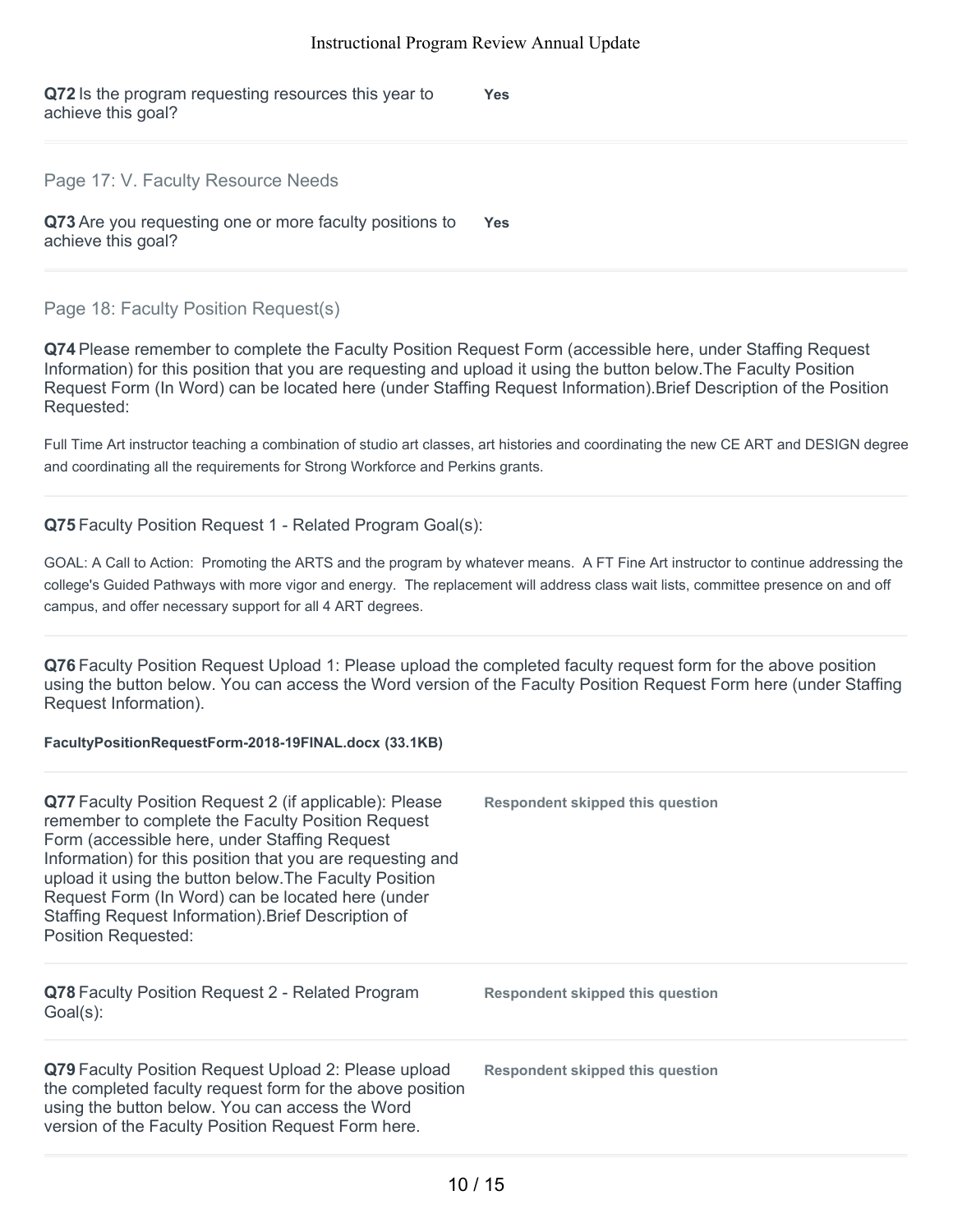**Q72** Is the program requesting resources this year to achieve this goal?

**Yes**

## Page 17: V. Faculty Resource Needs

**Q73** Are you requesting one or more faculty positions to achieve this goal?

**Yes**

## Page 18: Faculty Position Request(s)

**Q74** Please remember to complete the Faculty Position Request Form (accessible here, under Staffing Request Information) for this position that you are requesting and upload it using the button below.The Faculty Position Request Form (In Word) can be located here (under Staffing Request Information).Brief Description of the Position Requested:

Full Time Art instructor teaching a combination of studio art classes, art histories and coordinating the new CE ART and DESIGN degree and coordinating all the requirements for Strong Workforce and Perkins grants.

**Q75** Faculty Position Request 1 - Related Program Goal(s):

GOAL: A Call to Action: Promoting the ARTS and the program by whatever means. A FT Fine Art instructor to continue addressing the college's Guided Pathways with more vigor and energy. The replacement will address class wait lists, committee presence on and off campus, and offer necessary support for all 4 ART degrees.

**Q76** Faculty Position Request Upload 1: Please upload the completed faculty request form for the above position using the button below. You can access the Word version of the Faculty Position Request Form here (under Staffing Request Information).

**FacultyPositionRequestForm-2018-19FINAL.docx (33.1KB)**

**Q77** Faculty Position Request 2 (if applicable): Please remember to complete the Faculty Position Request Form (accessible here, under Staffing Request Information) for this position that you are requesting and upload it using the button below.The Faculty Position Request Form (In Word) can be located here (under Staffing Request Information).Brief Description of Position Requested:

**Respondent skipped this question**

**Q78** Faculty Position Request 2 - Related Program Goal(s):

**Respondent skipped this question**

**Q79** Faculty Position Request Upload 2: Please upload the completed faculty request form for the above position using the button below. You can access the Word version of the Faculty Position Request Form here.

**Respondent skipped this question**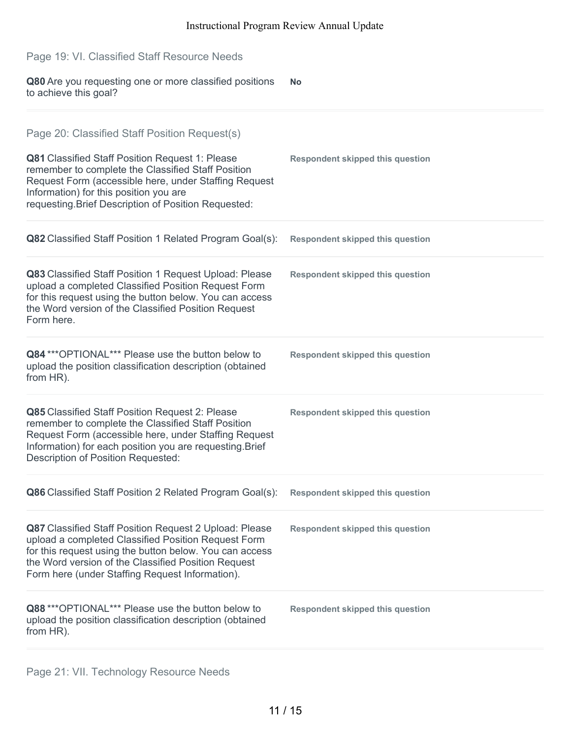## Page 19: VI. Classified Staff Resource Needs

**Q80** Are you requesting one or more classified positions to achieve this goal?

**No**

## Page 20: Classified Staff Position Request(s)

**Q81** Classified Staff Position Request 1: Please remember to complete the Classified Staff Position Request Form (accessible here, under Staffing Request Information) for this position you are requesting.Brief Description of Position Requested:

**Respondent skipped this question**

**Q82** Classified Staff Position 1 Related Program Goal(s):

**Respondent skipped this question**

**Q83** Classified Staff Position 1 Request Upload: Please upload a completed Classified Position Request Form for this request using the button below. You can access the Word version of the Classified Position Request Form here.

**Respondent skipped this question**

**Q84** ***OPTIONAL*** Please use the button below to upload the position classification description (obtained from HR).

**Respondent skipped this question**

**Q85** Classified Staff Position Request 2: Please remember to complete the Classified Staff Position Request Form (accessible here, under Staffing Request Information) for each position you are requesting.Brief Description of Position Requested:

**Respondent skipped this question**

**Q86** Classified Staff Position 2 Related Program Goal(s):

**Respondent skipped this question**

**Q87** Classified Staff Position Request 2 Upload: Please upload a completed Classified Position Request Form for this request using the button below. You can access the Word version of the Classified Position Request Form here (under Staffing Request Information).

**Respondent skipped this question**

**Q88** ***OPTIONAL*** Please use the button below to upload the position classification description (obtained from HR).

**Respondent skipped this question**

## Page 21: VII. Technology Resource Needs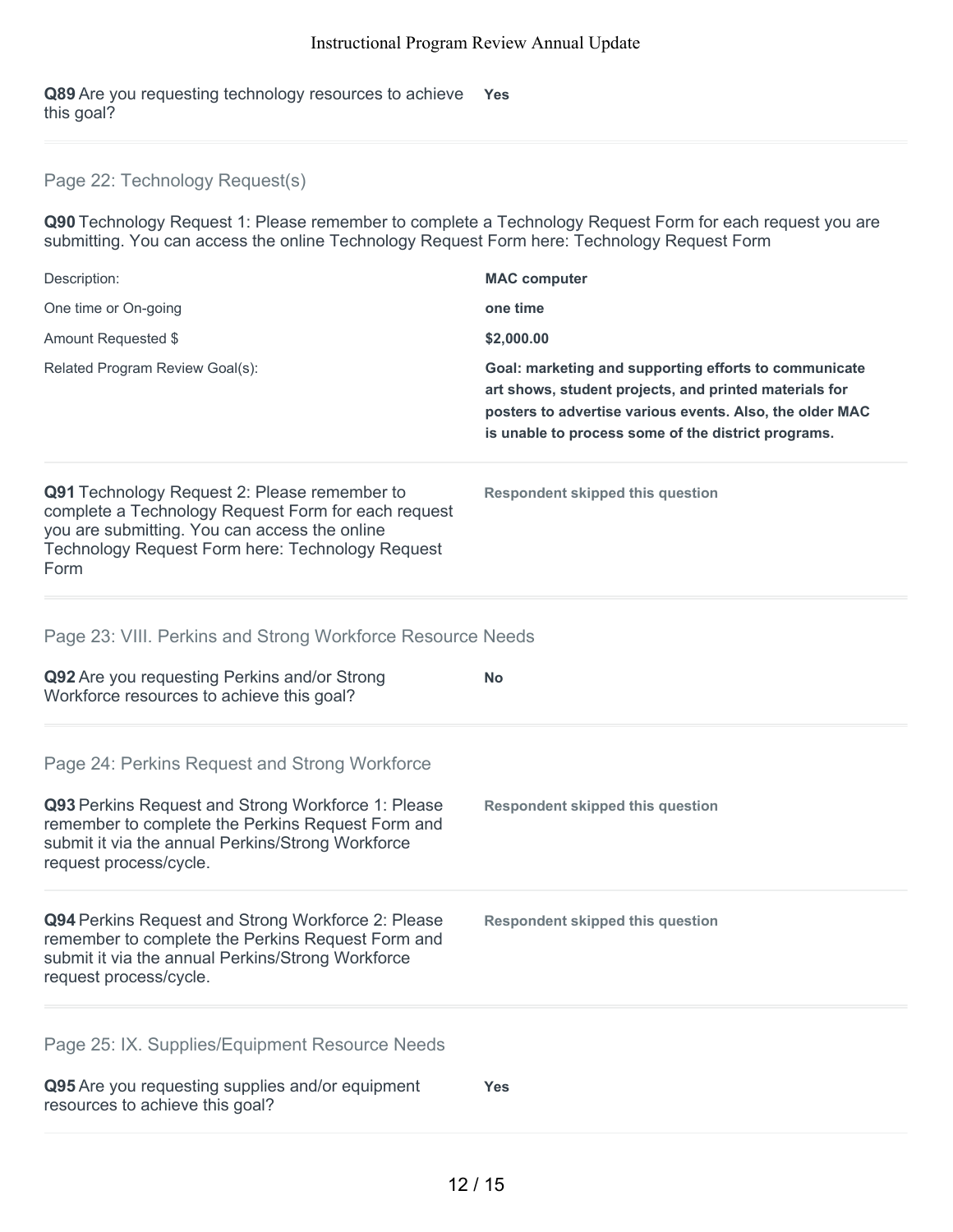**Q89** Are you requesting technology resources to achieve this goal? **Yes**

## Page 22: Technology Request(s)

**Q90** Technology Request 1: Please remember to complete a Technology Request Form for each request you are submitting. You can access the online Technology Request Form here: Technology Request Form

| | |
|---|---|
| Description: | **MAC computer** |
| One time or On-going | **one time** |
| Amount Requested $ | **$2,000.00** |
| Related Program Review Goal(s): | **Goal: marketing and supporting efforts to communicate art shows, student projects, and printed materials for posters to advertise various events. Also, the older MAC is unable to process some of the district programs.** |

**Q91** Technology Request 2: Please remember to complete a Technology Request Form for each request you are submitting. You can access the online Technology Request Form here: Technology Request Form **Respondent skipped this question**

## Page 23: VIII. Perkins and Strong Workforce Resource Needs

**Q92** Are you requesting Perkins and/or Strong Workforce resources to achieve this goal? **No**

## Page 24: Perkins Request and Strong Workforce

**Q93** Perkins Request and Strong Workforce 1: Please remember to complete the Perkins Request Form and submit it via the annual Perkins/Strong Workforce request process/cycle. **Respondent skipped this question**

**Q94** Perkins Request and Strong Workforce 2: Please remember to complete the Perkins Request Form and submit it via the annual Perkins/Strong Workforce request process/cycle. **Respondent skipped this question**

## Page 25: IX. Supplies/Equipment Resource Needs

**Q95** Are you requesting supplies and/or equipment resources to achieve this goal? **Yes**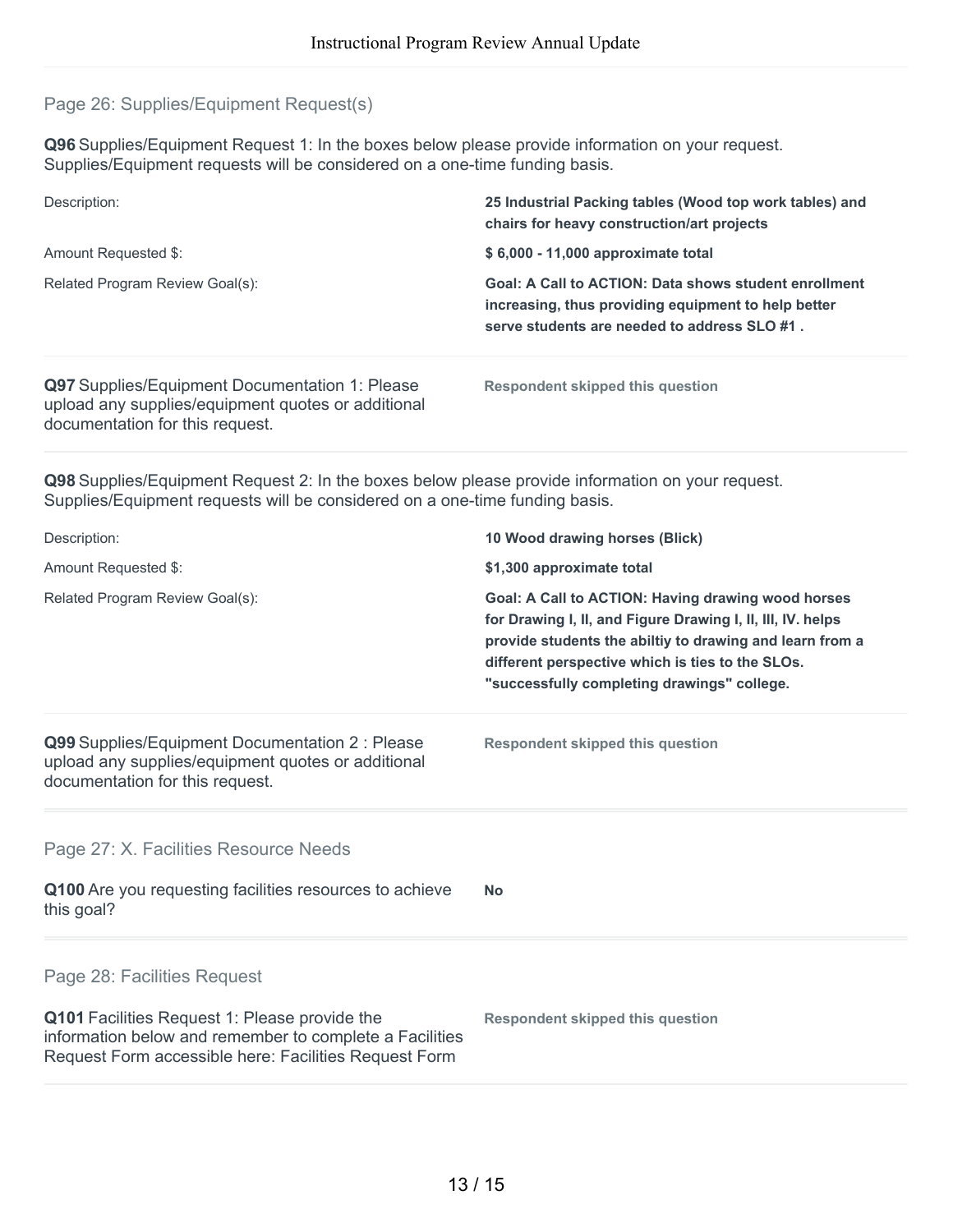## Page 26: Supplies/Equipment Request(s)

**Q96** Supplies/Equipment Request 1: In the boxes below please provide information on your request. Supplies/Equipment requests will be considered on a one-time funding basis.

| | |
|---|---|
| Description: | **25 Industrial Packing tables (Wood top work tables) and chairs for heavy construction/art projects** |
| Amount Requested $: | **$ 6,000 - 11,000 approximate total** |
| Related Program Review Goal(s): | **Goal: A Call to ACTION: Data shows student enrollment increasing, thus providing equipment to help better serve students are needed to address SLO #1 .** |

**Q97** Supplies/Equipment Documentation 1: Please upload any supplies/equipment quotes or additional documentation for this request.

**Respondent skipped this question**

**Q98** Supplies/Equipment Request 2: In the boxes below please provide information on your request. Supplies/Equipment requests will be considered on a one-time funding basis.

| | |
|---|---|
| Description: | **10 Wood drawing horses (Blick)** |
| Amount Requested $: | **$1,300 approximate total** |
| Related Program Review Goal(s): | **Goal: A Call to ACTION: Having drawing wood horses for Drawing I, II, and Figure Drawing I, II, III, IV. helps provide students the abiltiy to drawing and learn from a different perspective which is ties to the SLOs. "successfully completing drawings" college.** |

**Q99** Supplies/Equipment Documentation 2 : Please upload any supplies/equipment quotes or additional documentation for this request.

**Respondent skipped this question**

## Page 27: X. Facilities Resource Needs

**Q100** Are you requesting facilities resources to achieve this goal?

**No**

## Page 28: Facilities Request

**Q101** Facilities Request 1: Please provide the information below and remember to complete a Facilities Request Form accessible here: Facilities Request Form

**Respondent skipped this question**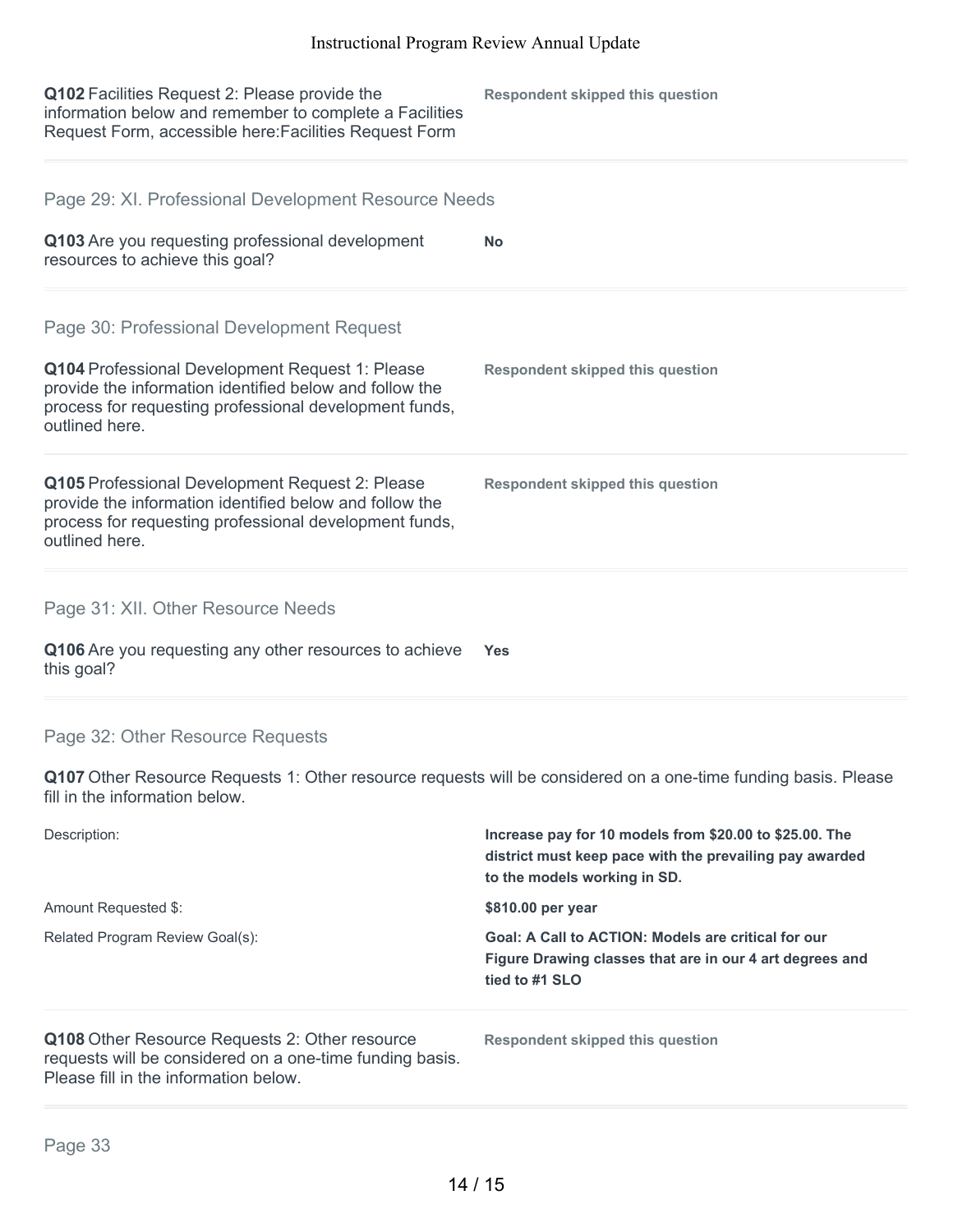**Q102** Facilities Request 2: Please provide the information below and remember to complete a Facilities Request Form, accessible here:Facilities Request Form

**Respondent skipped this question**

## Page 29: XI. Professional Development Resource Needs

**Q103** Are you requesting professional development resources to achieve this goal?

**No**

## Page 30: Professional Development Request

**Q104** Professional Development Request 1: Please provide the information identified below and follow the process for requesting professional development funds, outlined here.

**Respondent skipped this question**

**Q105** Professional Development Request 2: Please provide the information identified below and follow the process for requesting professional development funds, outlined here.

**Respondent skipped this question**

## Page 31: XII. Other Resource Needs

**Q106** Are you requesting any other resources to achieve this goal?

**Yes**

## Page 32: Other Resource Requests

**Q107** Other Resource Requests 1: Other resource requests will be considered on a one-time funding basis. Please fill in the information below.

| | |
|---|---|
| Description: | **Increase pay for 10 models from $20.00 to $25.00. The district must keep pace with the prevailing pay awarded to the models working in SD.** |
| Amount Requested $: | **$810.00 per year** |
| Related Program Review Goal(s): | **Goal: A Call to ACTION: Models are critical for our Figure Drawing classes that are in our 4 art degrees and tied to #1 SLO** |

**Q108** Other Resource Requests 2: Other resource requests will be considered on a one-time funding basis. Please fill in the information below.

**Respondent skipped this question**

## Page 33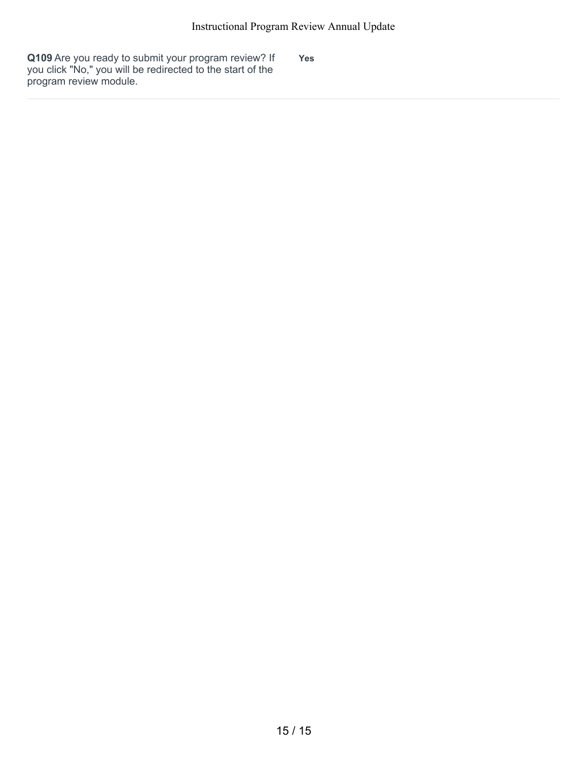**Q109** Are you ready to submit your program review? If you click "No," you will be redirected to the start of the program review module.

**Yes**